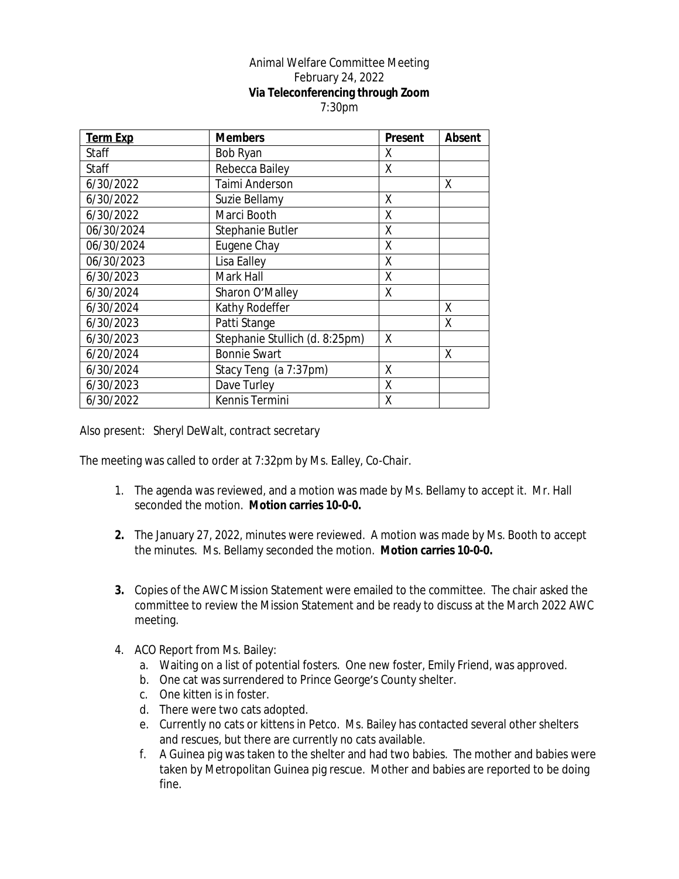Animal Welfare Committee Meeting
February 24, 2022
**Via Teleconferencing through Zoom**
7:30pm

| Term Exp | Members | Present | Absent |
|---|---|---|---|
| Staff | Bob Ryan | X | |
| Staff | Rebecca Bailey | X | |
| 6/30/2022 | Taimi Anderson | | X |
| 6/30/2022 | Suzie Bellamy | X | |
| 6/30/2022 | Marci Booth | X | |
| 06/30/2024 | Stephanie Butler | X | |
| 06/30/2024 | Eugene Chay | X | |
| 06/30/2023 | Lisa Ealley | X | |
| 6/30/2023 | Mark Hall | X | |
| 6/30/2024 | Sharon O'Malley | X | |
| 6/30/2024 | Kathy Rodeffer | | X |
| 6/30/2023 | Patti Stange | | X |
| 6/30/2023 | Stephanie Stullich (d. 8:25pm) | X | |
| 6/20/2024 | Bonnie Swart | | X |
| 6/30/2024 | Stacy Teng (a 7:37pm) | X | |
| 6/30/2023 | Dave Turley | X | |
| 6/30/2022 | Kennis Termini | X | |

Also present: Sheryl DeWalt, contract secretary

The meeting was called to order at 7:32pm by Ms. Ealley, Co-Chair.

1. The agenda was reviewed, and a motion was made by Ms. Bellamy to accept it. Mr. Hall seconded the motion. **Motion carries 10-0-0.**

2. The January 27, 2022, minutes were reviewed. A motion was made by Ms. Booth to accept the minutes. Ms. Bellamy seconded the motion. **Motion carries 10-0-0.**

3. Copies of the AWC Mission Statement were emailed to the committee. The chair asked the committee to review the Mission Statement and be ready to discuss at the March 2022 AWC meeting.

4. ACO Report from Ms. Bailey:
   a. Waiting on a list of potential fosters. One new foster, Emily Friend, was approved.
   b. One cat was surrendered to Prince George's County shelter.
   c. One kitten is in foster.
   d. There were two cats adopted.
   e. Currently no cats or kittens in Petco. Ms. Bailey has contacted several other shelters and rescues, but there are currently no cats available.
   f. A Guinea pig was taken to the shelter and had two babies. The mother and babies were taken by Metropolitan Guinea pig rescue. Mother and babies are reported to be doing fine.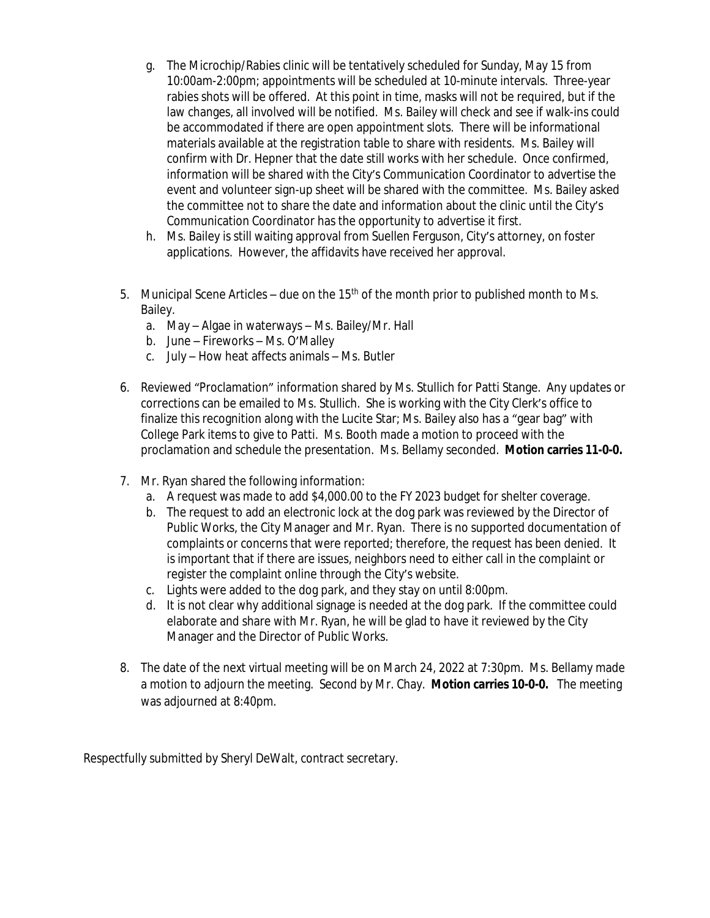g. The Microchip/Rabies clinic will be tentatively scheduled for Sunday, May 15 from 10:00am-2:00pm; appointments will be scheduled at 10-minute intervals. Three-year rabies shots will be offered. At this point in time, masks will not be required, but if the law changes, all involved will be notified. Ms. Bailey will check and see if walk-ins could be accommodated if there are open appointment slots. There will be informational materials available at the registration table to share with residents. Ms. Bailey will confirm with Dr. Hepner that the date still works with her schedule. Once confirmed, information will be shared with the City's Communication Coordinator to advertise the event and volunteer sign-up sheet will be shared with the committee. Ms. Bailey asked the committee not to share the date and information about the clinic until the City's Communication Coordinator has the opportunity to advertise it first.
   h. Ms. Bailey is still waiting approval from Suellen Ferguson, City's attorney, on foster applications. However, the affidavits have received her approval.

5. Municipal Scene Articles – due on the 15th of the month prior to published month to Ms. Bailey.
   a. May – Algae in waterways – Ms. Bailey/Mr. Hall
   b. June – Fireworks – Ms. O'Malley
   c. July – How heat affects animals – Ms. Butler

6. Reviewed "Proclamation" information shared by Ms. Stullich for Patti Stange. Any updates or corrections can be emailed to Ms. Stullich. She is working with the City Clerk's office to finalize this recognition along with the Lucite Star; Ms. Bailey also has a "gear bag" with College Park items to give to Patti. Ms. Booth made a motion to proceed with the proclamation and schedule the presentation. Ms. Bellamy seconded. **Motion carries 11-0-0.**

7. Mr. Ryan shared the following information:
   a. A request was made to add $4,000.00 to the FY 2023 budget for shelter coverage.
   b. The request to add an electronic lock at the dog park was reviewed by the Director of Public Works, the City Manager and Mr. Ryan. There is no supported documentation of complaints or concerns that were reported; therefore, the request has been denied. It is important that if there are issues, neighbors need to either call in the complaint or register the complaint online through the City's website.
   c. Lights were added to the dog park, and they stay on until 8:00pm.
   d. It is not clear why additional signage is needed at the dog park. If the committee could elaborate and share with Mr. Ryan, he will be glad to have it reviewed by the City Manager and the Director of Public Works.

8. The date of the next virtual meeting will be on March 24, 2022 at 7:30pm. Ms. Bellamy made a motion to adjourn the meeting. Second by Mr. Chay. **Motion carries 10-0-0.** The meeting was adjourned at 8:40pm.

Respectfully submitted by Sheryl DeWalt, contract secretary.